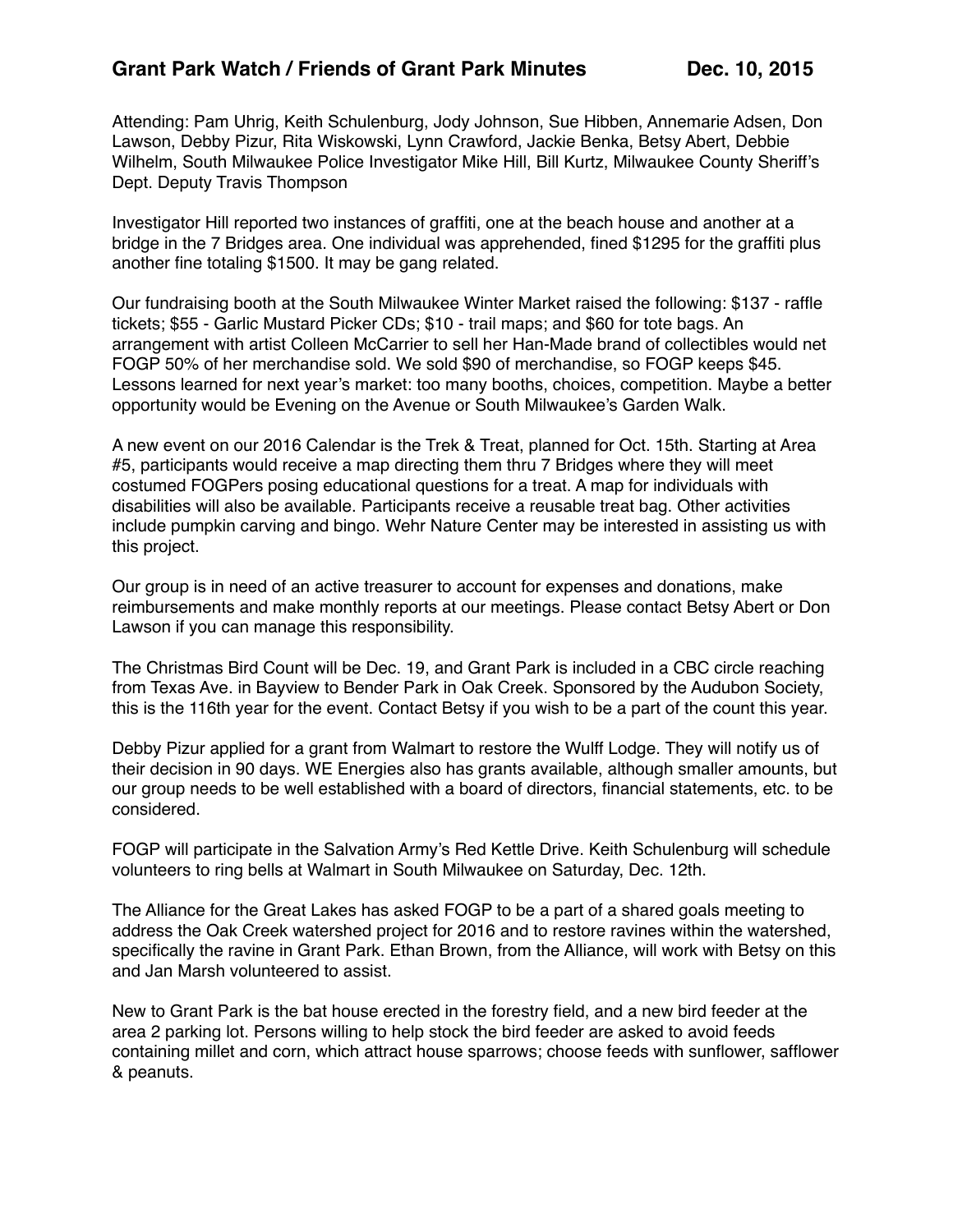# Grant Park Watch / Friends of Grant Park Minutes Dec. 10, 2015

Attending: Pam Uhrig, Keith Schulenburg, Jody Johnson, Sue Hibben, Annemarie Adsen, Don Lawson, Debby Pizur, Rita Wiskowski, Lynn Crawford, Jackie Benka, Betsy Abert, Debbie Wilhelm, South Milwaukee Police Investigator Mike Hill, Bill Kurtz, Milwaukee County Sheriff's Dept. Deputy Travis Thompson

Investigator Hill reported two instances of graffiti, one at the beach house and another at a bridge in the 7 Bridges area. One individual was apprehended, fined $1295 for the graffiti plus another fine totaling $1500. It may be gang related.

Our fundraising booth at the South Milwaukee Winter Market raised the following: $137 - raffle tickets; $55 - Garlic Mustard Picker CDs; $10 - trail maps; and $60 for tote bags. An arrangement with artist Colleen McCarrier to sell her Han-Made brand of collectibles would net FOGP 50% of her merchandise sold. We sold $90 of merchandise, so FOGP keeps $45. Lessons learned for next year's market: too many booths, choices, competition. Maybe a better opportunity would be Evening on the Avenue or South Milwaukee's Garden Walk.

A new event on our 2016 Calendar is the Trek & Treat, planned for Oct. 15th. Starting at Area #5, participants would receive a map directing them thru 7 Bridges where they will meet costumed FOGPers posing educational questions for a treat. A map for individuals with disabilities will also be available. Participants receive a reusable treat bag. Other activities include pumpkin carving and bingo. Wehr Nature Center may be interested in assisting us with this project.

Our group is in need of an active treasurer to account for expenses and donations, make reimbursements and make monthly reports at our meetings. Please contact Betsy Abert or Don Lawson if you can manage this responsibility.

The Christmas Bird Count will be Dec. 19, and Grant Park is included in a CBC circle reaching from Texas Ave. in Bayview to Bender Park in Oak Creek. Sponsored by the Audubon Society, this is the 116th year for the event. Contact Betsy if you wish to be a part of the count this year.

Debby Pizur applied for a grant from Walmart to restore the Wulff Lodge. They will notify us of their decision in 90 days. WE Energies also has grants available, although smaller amounts, but our group needs to be well established with a board of directors, financial statements, etc. to be considered.

FOGP will participate in the Salvation Army's Red Kettle Drive. Keith Schulenburg will schedule volunteers to ring bells at Walmart in South Milwaukee on Saturday, Dec. 12th.

The Alliance for the Great Lakes has asked FOGP to be a part of a shared goals meeting to address the Oak Creek watershed project for 2016 and to restore ravines within the watershed, specifically the ravine in Grant Park. Ethan Brown, from the Alliance, will work with Betsy on this and Jan Marsh volunteered to assist.

New to Grant Park is the bat house erected in the forestry field, and a new bird feeder at the area 2 parking lot. Persons willing to help stock the bird feeder are asked to avoid feeds containing millet and corn, which attract house sparrows; choose feeds with sunflower, safflower & peanuts.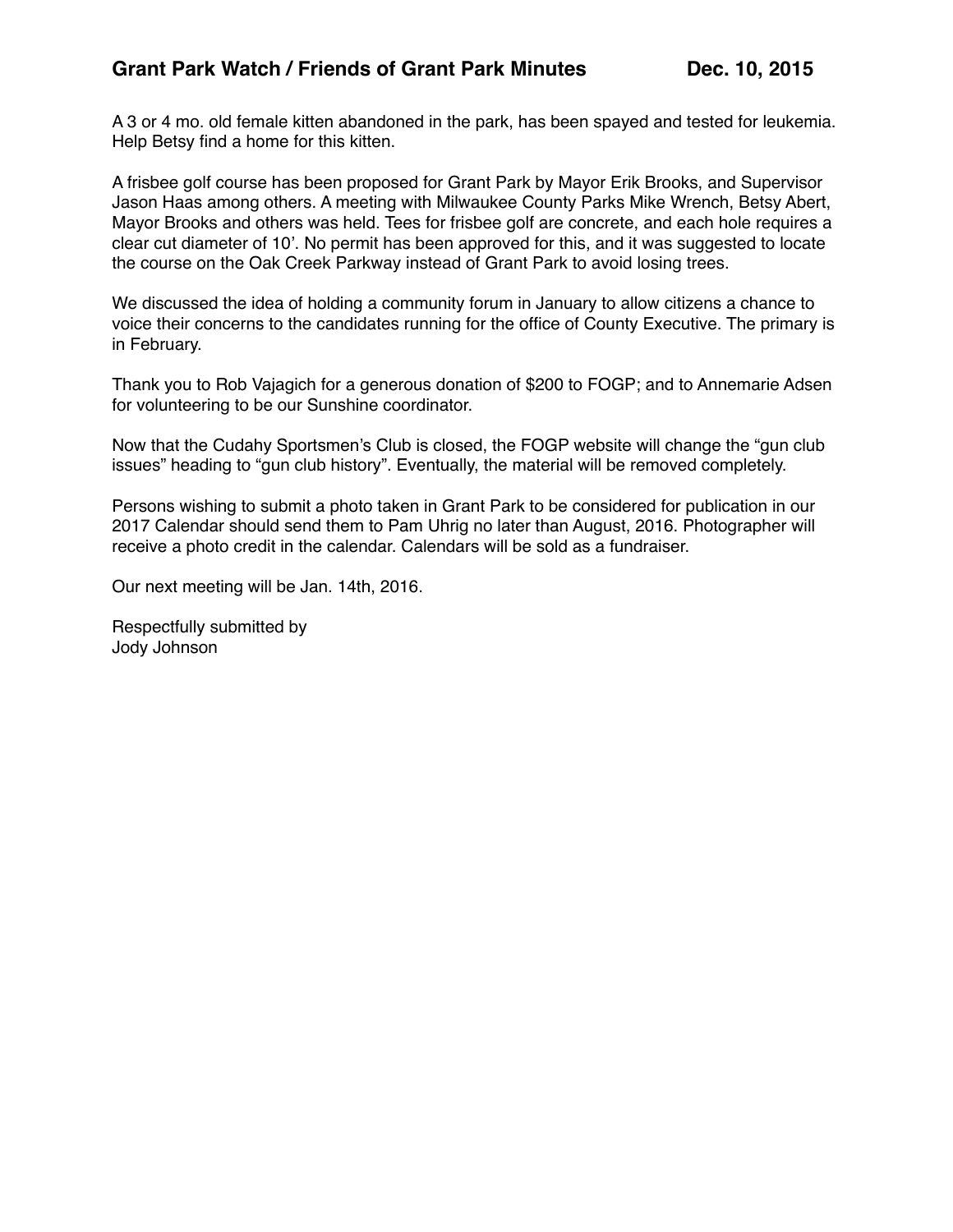## Grant Park Watch / Friends of Grant Park Minutes Dec. 10, 2015

A 3 or 4 mo. old female kitten abandoned in the park, has been spayed and tested for leukemia. Help Betsy find a home for this kitten.

A frisbee golf course has been proposed for Grant Park by Mayor Erik Brooks, and Supervisor Jason Haas among others. A meeting with Milwaukee County Parks Mike Wrench, Betsy Abert, Mayor Brooks and others was held. Tees for frisbee golf are concrete, and each hole requires a clear cut diameter of 10'. No permit has been approved for this, and it was suggested to locate the course on the Oak Creek Parkway instead of Grant Park to avoid losing trees.

We discussed the idea of holding a community forum in January to allow citizens a chance to voice their concerns to the candidates running for the office of County Executive. The primary is in February.

Thank you to Rob Vajagich for a generous donation of $200 to FOGP; and to Annemarie Adsen for volunteering to be our Sunshine coordinator.

Now that the Cudahy Sportsmen's Club is closed, the FOGP website will change the "gun club issues" heading to "gun club history". Eventually, the material will be removed completely.

Persons wishing to submit a photo taken in Grant Park to be considered for publication in our 2017 Calendar should send them to Pam Uhrig no later than August, 2016. Photographer will receive a photo credit in the calendar. Calendars will be sold as a fundraiser.

Our next meeting will be Jan. 14th, 2016.

Respectfully submitted by
Jody Johnson